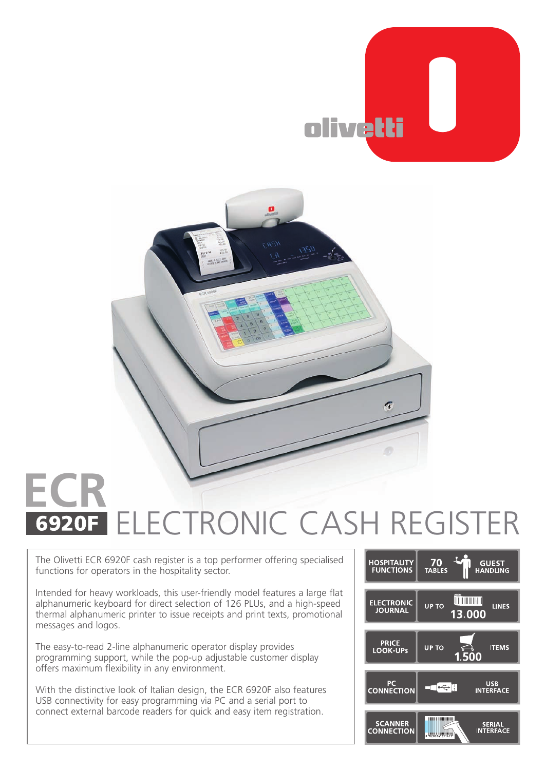# ECR 6920F ELECTRONIC CASH REGISTER

The Olivetti ECR 6920F cash register is a top performer offering specialised functions for operators in the hospitality sector.

Intended for heavy workloads, this user-friendly model features a large flat alphanumeric keyboard for direct selection of 126 PLUs, and a high-speed thermal alphanumeric printer to issue receipts and print texts, promotional messages and logos.

The easy-to-read 2-line alphanumeric operator display provides programming support, while the pop-up adjustable customer display offers maximum flexibility in any environment.

With the distinctive look of Italian design, the ECR 6920F also features USB connectivity for easy programming via PC and a serial port to connect external barcode readers for quick and easy item registration.

| | | |
|---|---|---|
| HOSPITALITY FUNCTIONS | 70 TABLES | GUEST HANDLING |
| ELECTRONIC JOURNAL | UP TO 13.000 | LINES |
| PRICE LOOK-UPs | UP TO 1.500 | ITEMS |
| PC CONNECTION | | USB INTERFACE |
| SCANNER CONNECTION | | SERIAL INTERFACE |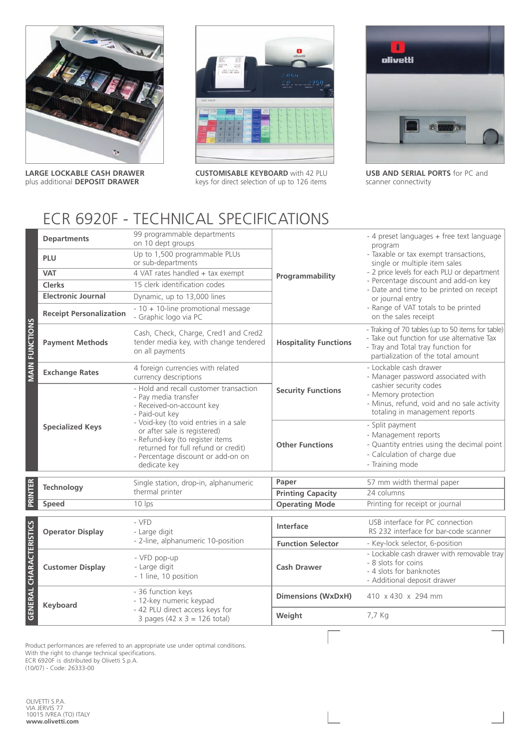**LARGE LOCKABLE CASH DRAWER** plus additional **DEPOSIT DRAWER**

**CUSTOMISABLE KEYBOARD** with 42 PLU keys for direct selection of up to 126 items

**USB AND SERIAL PORTS** for PC and scanner connectivity

# ECR 6920F - TECHNICAL SPECIFICATIONS

## MAIN FUNCTIONS

| | | | |
|---|---|---|---|
| **Departments** | 99 programmable departments on 10 dept groups | **Programmability** | - 4 preset languages + free text language program<br>- Taxable or tax exempt transactions, single or multiple item sales<br>- 2 price levels for each PLU or department<br>- Percentage discount and add-on key<br>- Date and time to be printed on receipt or journal entry<br>- Range of VAT totals to be printed on the sales receipt |
| **PLU** | Up to 1,500 programmable PLUs or sub-departments | | |
| **VAT** | 4 VAT rates handled + tax exempt | | |
| **Clerks** | 15 clerk identification codes | | |
| **Electronic Journal** | Dynamic, up to 13,000 lines | | |
| **Receipt Personalization** | - 10 + 10-line promotional message<br>- Graphic logo via PC | | |
| **Payment Methods** | Cash, Check, Charge, Cred1 and Cred2 tender media key, with change tendered on all payments | **Hospitality Functions** | - Traking of 70 tables (up to 50 items for table)<br>- Take out function for use alternative Tax<br>- Tray and Total tray function for partialization of the total amount |
| **Exchange Rates** | 4 foreign currencies with related currency descriptions | **Security Functions** | - Lockable cash drawer<br>- Manager password associated with cashier security codes<br>- Memory protection<br>- Minus, refund, void and no sale activity totaling in management reports |
| **Specialized Keys** | - Hold and recall customer transaction<br>- Pay media transfer<br>- Received-on-account key<br>- Paid-out key<br>- Void-key (to void entries in a sale or after sale is registered)<br>- Refund-key (to register items returned for full refund or credit)<br>- Percentage discount or add-on on dedicate key | **Other Functions** | - Split payment<br>- Management reports<br>- Quantity entries using the decimal point<br>- Calculation of charge due<br>- Training mode |

## PRINTER

| | | | |
|---|---|---|---|
| **Technology** | Single station, drop-in, alphanumeric thermal printer | **Paper** | 57 mm width thermal paper |
| | | **Printing Capacity** | 24 columns |
| **Speed** | 10 lps | **Operating Mode** | Printing for receipt or journal |

## GENERAL CHARACTERISTICS

| | | | |
|---|---|---|---|
| **Operator Display** | - VFD<br>- Large digit<br>- 2-line, alphanumeric 10-position | **Interface** | USB interface for PC connection<br>RS 232 interface for bar-code scanner |
| | | **Function Selector** | - Key-lock selector, 6-position |
| **Customer Display** | - VFD pop-up<br>- Large digit<br>- 1 line, 10 position | **Cash Drawer** | - Lockable cash drawer with removable tray<br>- 8 slots for coins<br>- 4 slots for banknotes<br>- Additional deposit drawer |
| **Keyboard** | - 36 function keys<br>- 12-key numeric keypad<br>- 42 PLU direct access keys for 3 pages (42 x 3 = 126 total) | **Dimensions (WxDxH)** | 410 x 430 x 294 mm |
| | | **Weight** | 7,7 Kg |

Product performances are referred to an appropriate use under optimal conditions.
With the right to change technical specifications.
ECR 6920F is distributed by Olivetti S.p.A.
(10/07) - Code: 26333-00

OLIVETTI S.P.A.
VIA JERVIS 77
10015 IVREA (TO) ITALY
**www.olivetti.com**